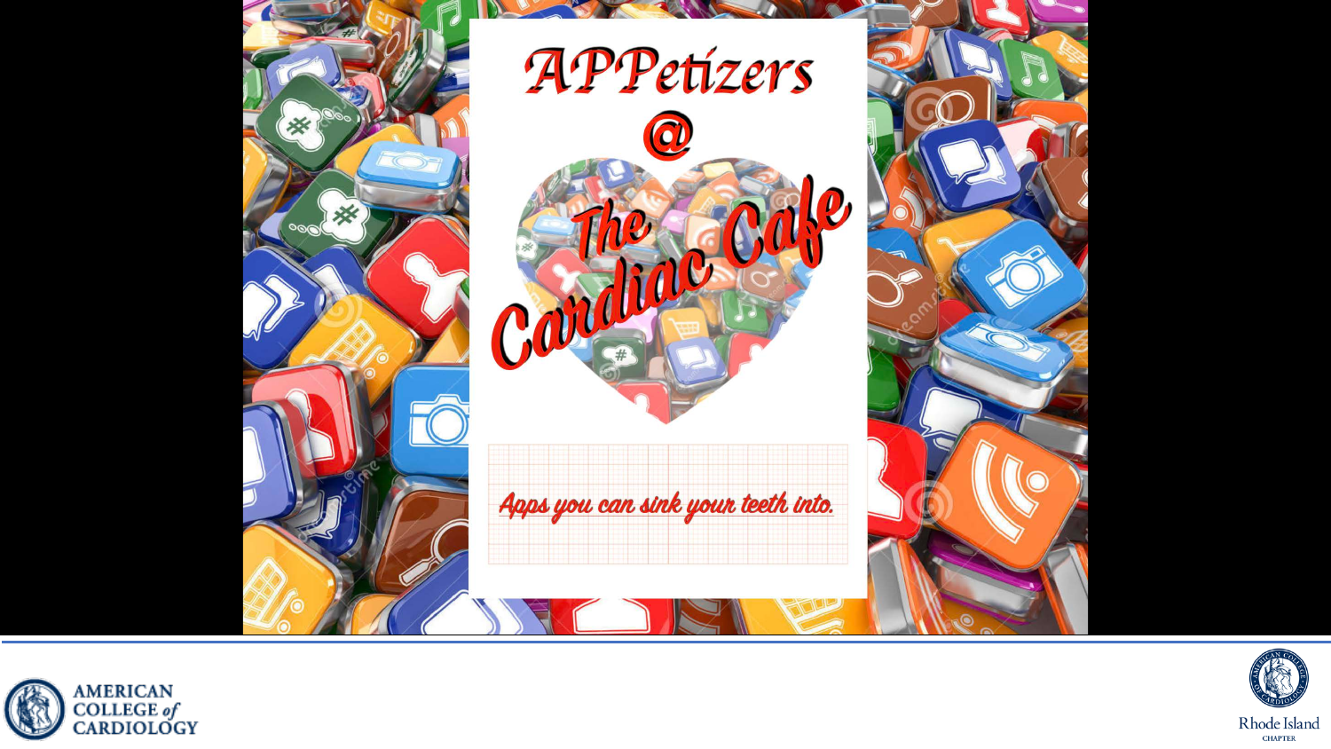# APPetizers @ The Cardiac Cafe

*Apps you can sink your teeth into.*

AMERICAN COLLEGE of CARDIOLOGY

Rhode Island CHAPTER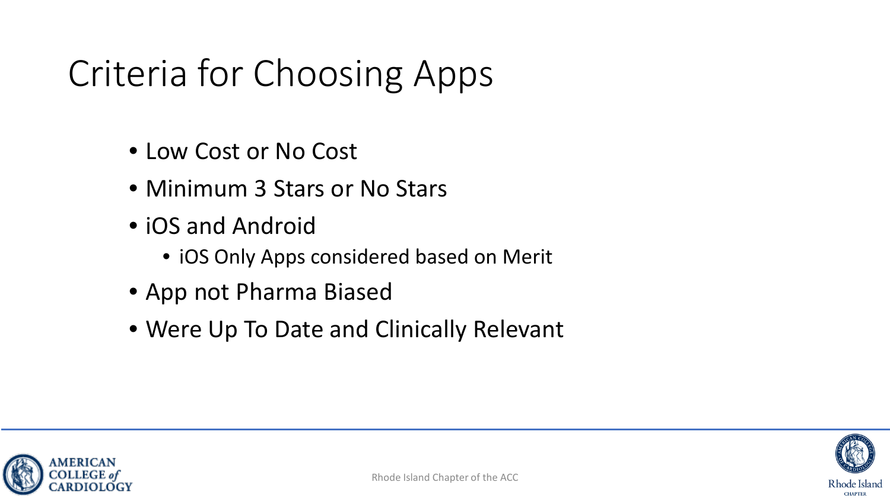# Criteria for Choosing Apps

- Low Cost or No Cost
- Minimum 3 Stars or No Stars
- iOS and Android
  - iOS Only Apps considered based on Merit
- App not Pharma Biased
- Were Up To Date and Clinically Relevant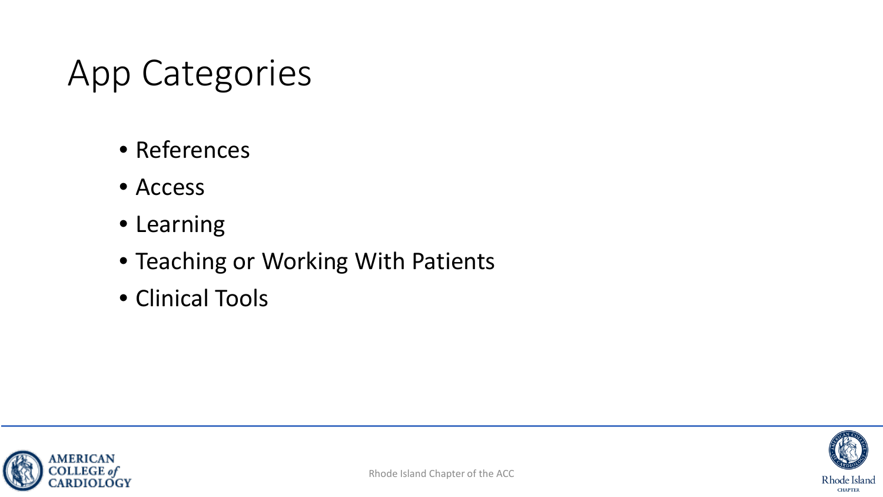# App Categories

- References
- Access
- Learning
- Teaching or Working With Patients
- Clinical Tools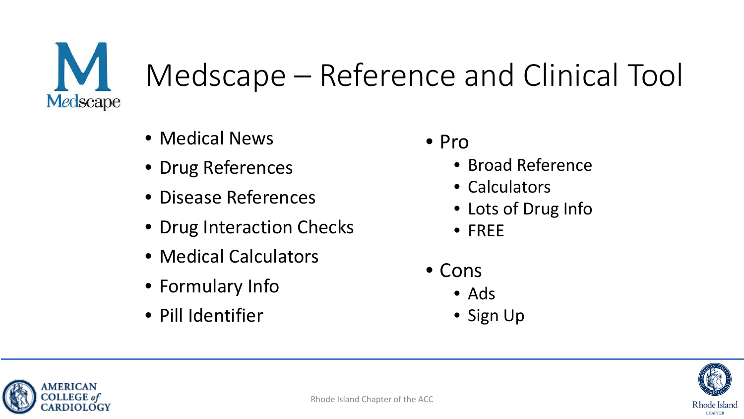# Medscape – Reference and Clinical Tool

- Medical News
- Drug References
- Disease References
- Drug Interaction Checks
- Medical Calculators
- Formulary Info
- Pill Identifier

- Pro
  - Broad Reference
  - Calculators
  - Lots of Drug Info
  - FREE
- Cons
  - Ads
  - Sign Up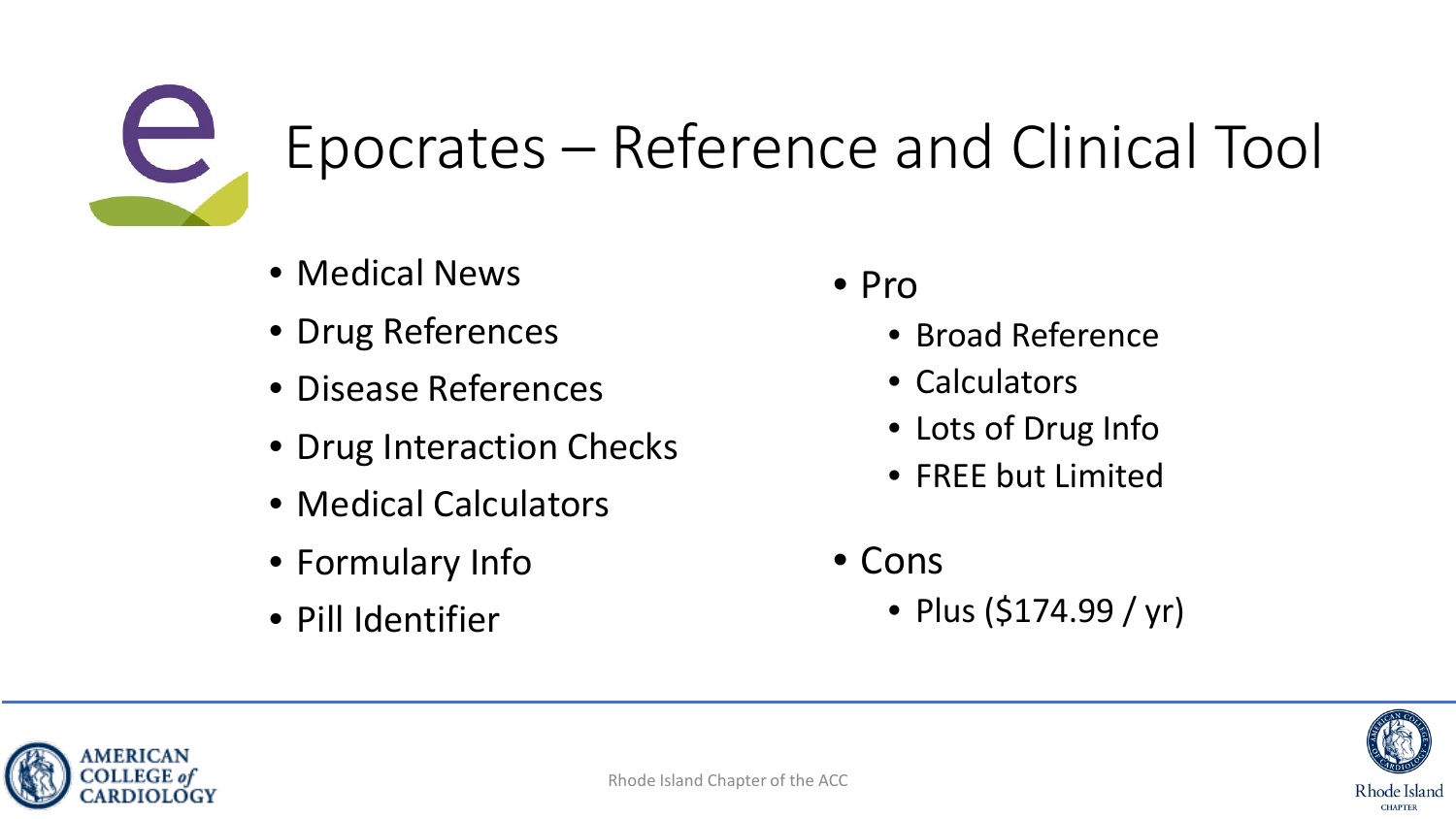# Epocrates – Reference and Clinical Tool

- Medical News
- Drug References
- Disease References
- Drug Interaction Checks
- Medical Calculators
- Formulary Info
- Pill Identifier

- Pro
  - Broad Reference
  - Calculators
  - Lots of Drug Info
  - FREE but Limited
- Cons
  - Plus ($174.99 / yr)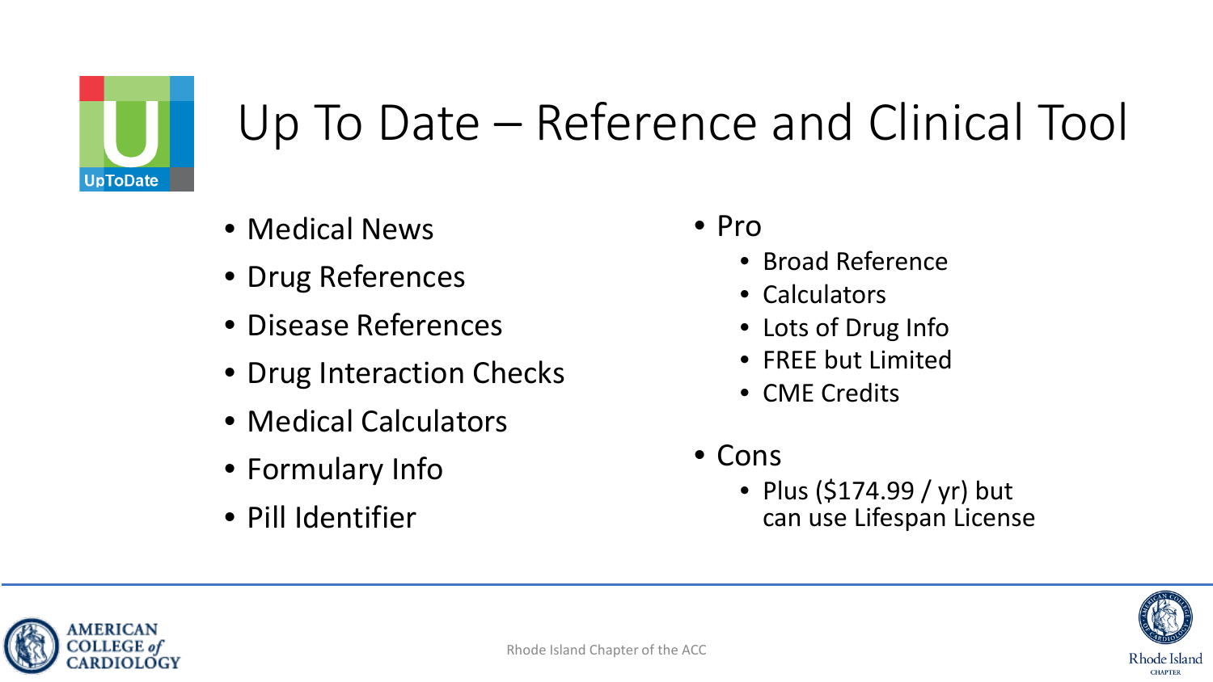# Up To Date – Reference and Clinical Tool

- Medical News
- Drug References
- Disease References
- Drug Interaction Checks
- Medical Calculators
- Formulary Info
- Pill Identifier

- Pro
  - Broad Reference
  - Calculators
  - Lots of Drug Info
  - FREE but Limited
  - CME Credits
- Cons
  - Plus ($174.99 / yr) but can use Lifespan License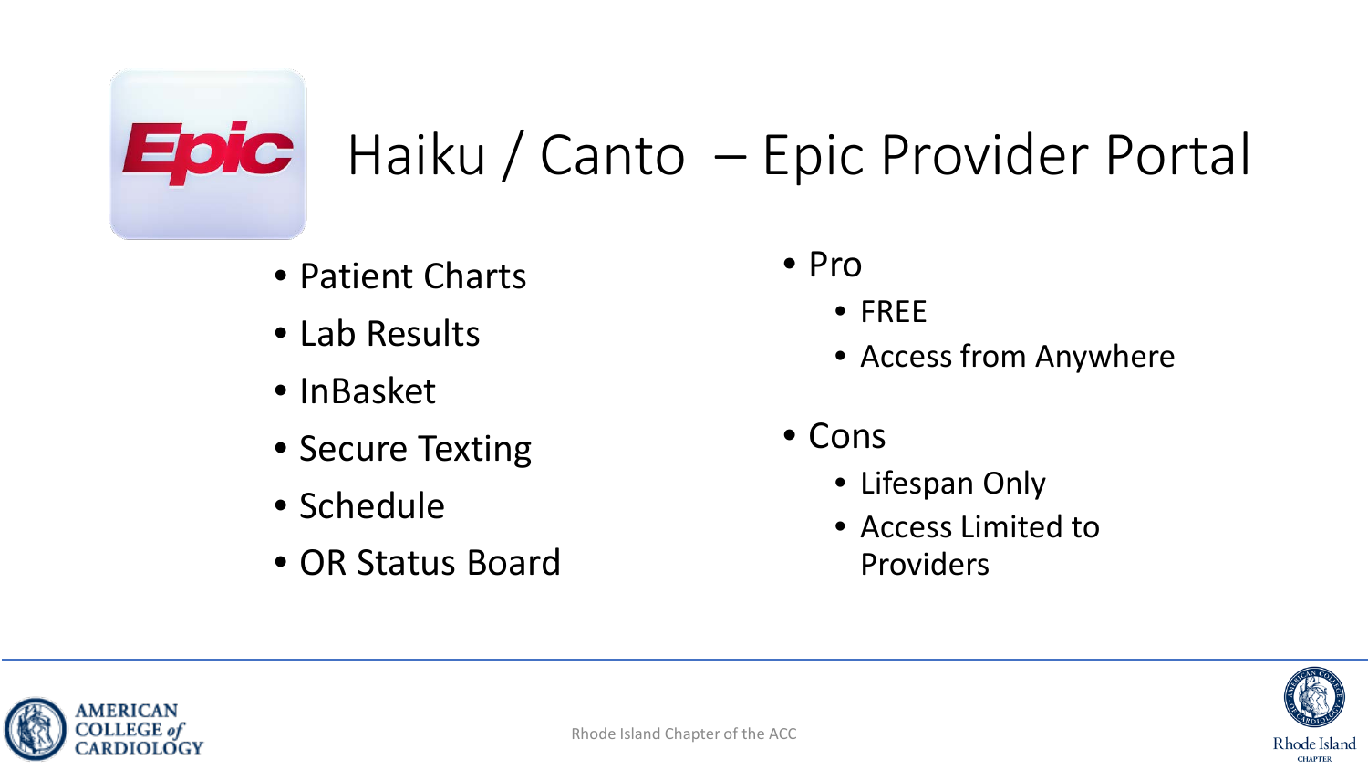# Haiku / Canto – Epic Provider Portal

- Patient Charts
- Lab Results
- InBasket
- Secure Texting
- Schedule
- OR Status Board

- Pro
  - FREE
  - Access from Anywhere
- Cons
  - Lifespan Only
  - Access Limited to Providers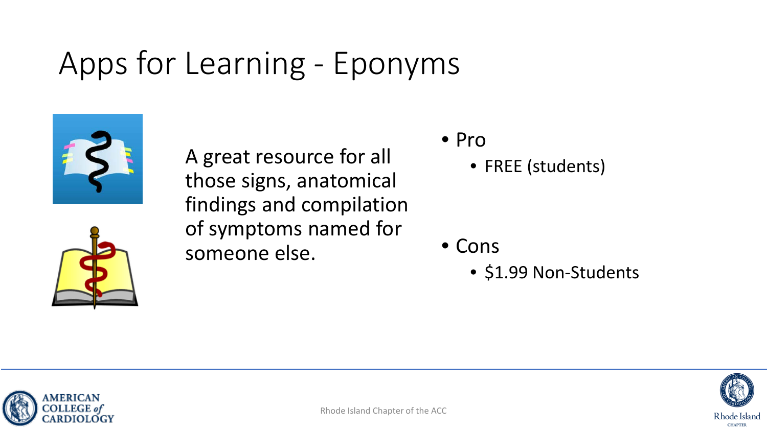# Apps for Learning - Eponyms

A great resource for all those signs, anatomical findings and compilation of symptoms named for someone else.

- Pro
  - FREE (students)
- Cons
  - $1.99 Non-Students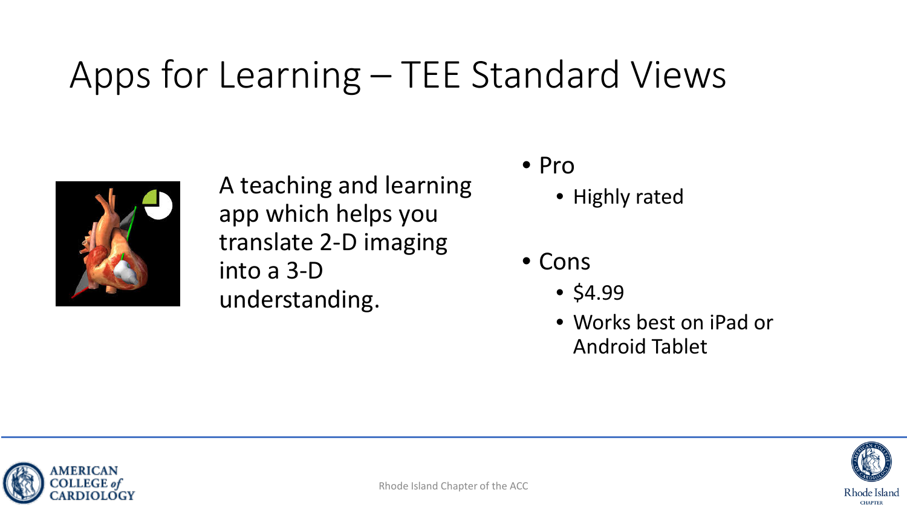# Apps for Learning – TEE Standard Views

A teaching and learning app which helps you translate 2-D imaging into a 3-D understanding.

- Pro
  - Highly rated
- Cons
  - $4.99
  - Works best on iPad or Android Tablet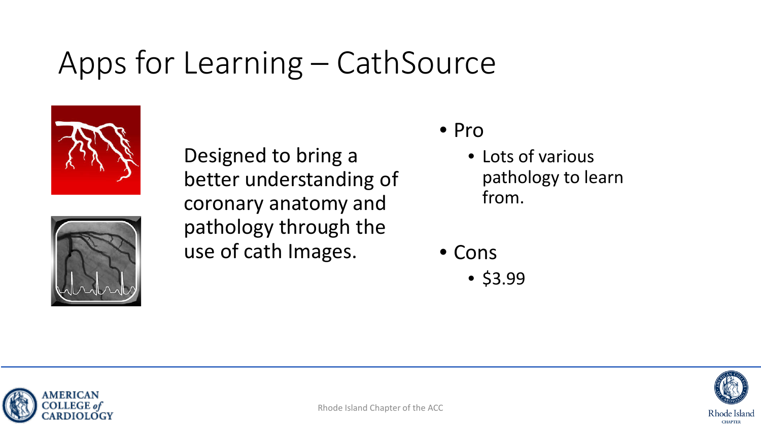# Apps for Learning – CathSource

Designed to bring a better understanding of coronary anatomy and pathology through the use of cath Images.

- Pro
  - Lots of various pathology to learn from.
- Cons
  - $3.99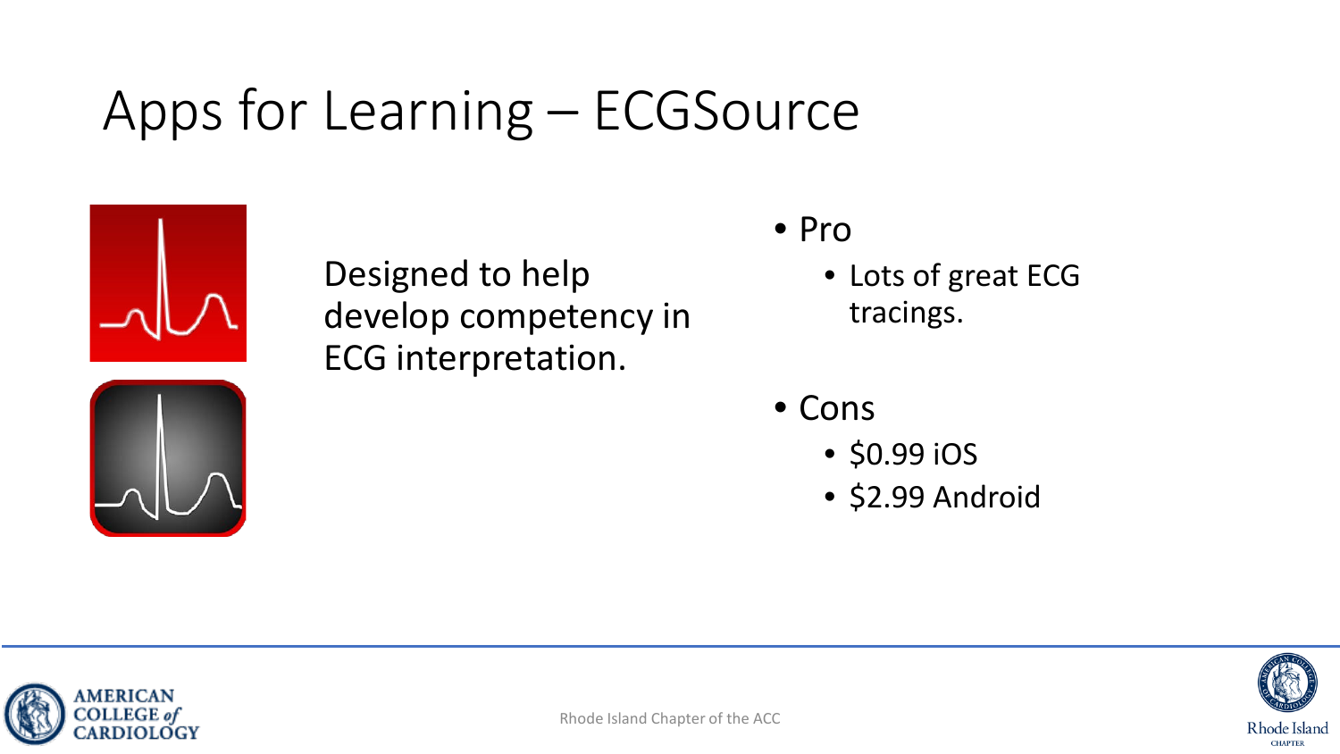# Apps for Learning – ECGSource

Designed to help develop competency in ECG interpretation.

- Pro
  - Lots of great ECG tracings.
- Cons
  - $0.99 iOS
  - $2.99 Android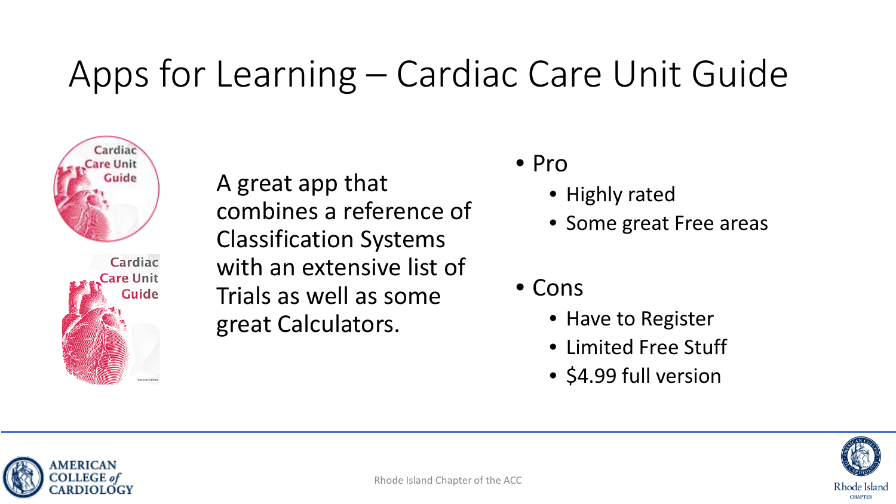# Apps for Learning – Cardiac Care Unit Guide

A great app that combines a reference of Classification Systems with an extensive list of Trials as well as some great Calculators.

- Pro
  - Highly rated
  - Some great Free areas
- Cons
  - Have to Register
  - Limited Free Stuff
  - $4.99 full version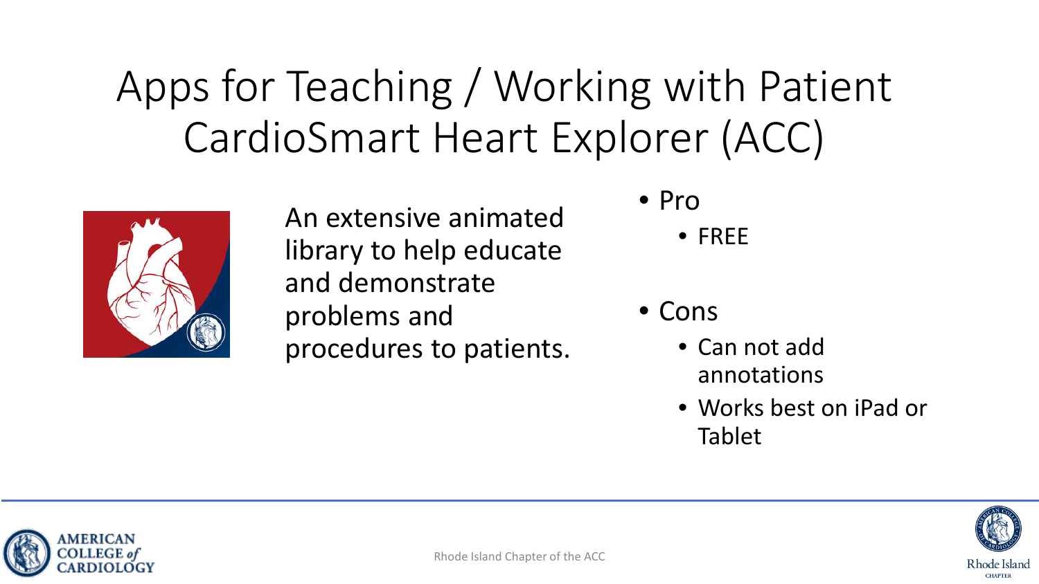# Apps for Teaching / Working with Patient
## CardioSmart Heart Explorer (ACC)

An extensive animated library to help educate and demonstrate problems and procedures to patients.

- Pro
  - FREE
- Cons
  - Can not add annotations
  - Works best on iPad or Tablet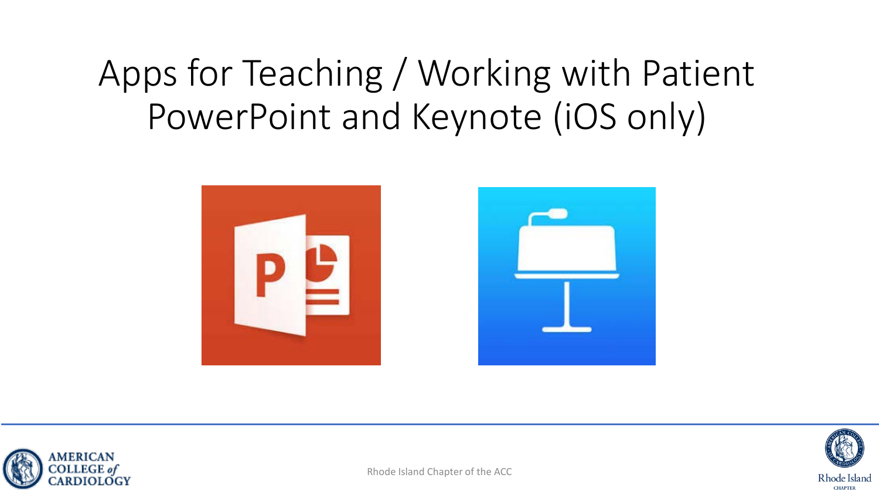# Apps for Teaching / Working with Patient PowerPoint and Keynote (iOS only)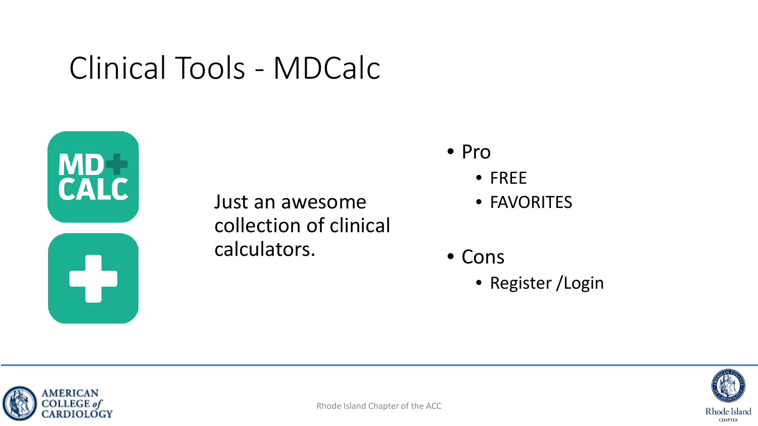# Clinical Tools - MDCalc

Just an awesome collection of clinical calculators.

- Pro
  - FREE
  - FAVORITES
- Cons
  - Register /Login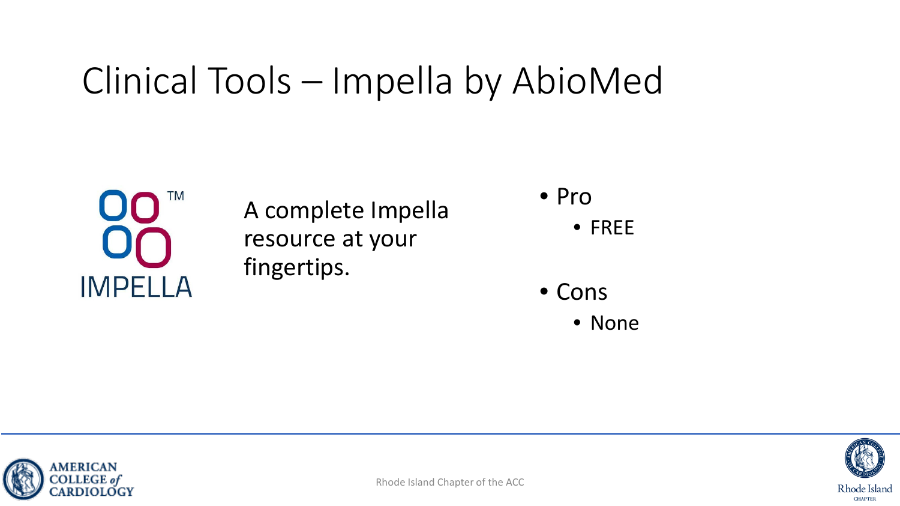# Clinical Tools – Impella by AbioMed

IMPELLA

A complete Impella resource at your fingertips.

- Pro
  - FREE
- Cons
  - None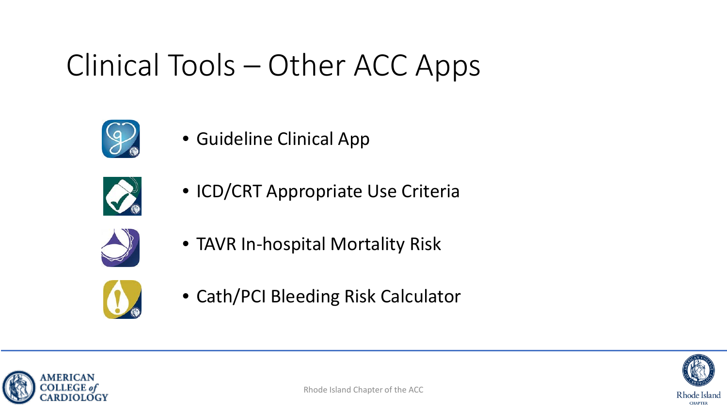# Clinical Tools – Other ACC Apps

- Guideline Clinical App
- ICD/CRT Appropriate Use Criteria
- TAVR In-hospital Mortality Risk
- Cath/PCI Bleeding Risk Calculator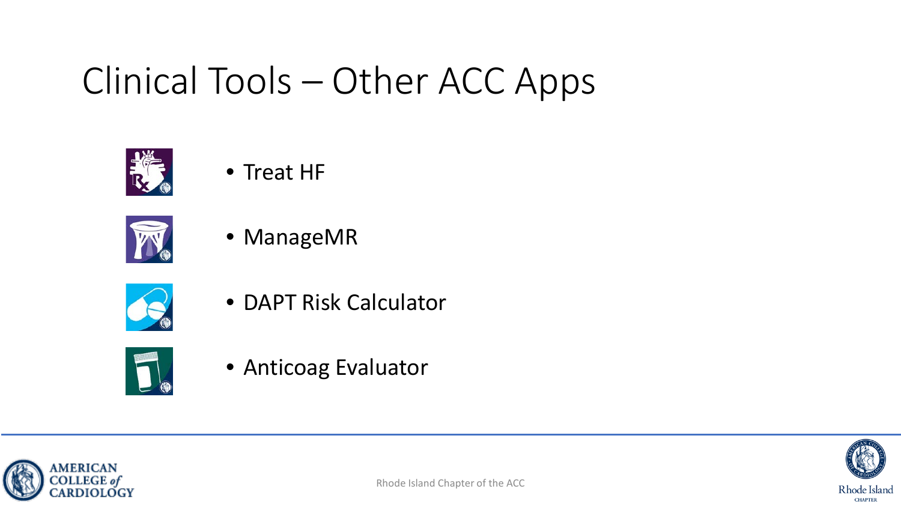# Clinical Tools – Other ACC Apps

- Treat HF
- ManageMR
- DAPT Risk Calculator
- Anticoag Evaluator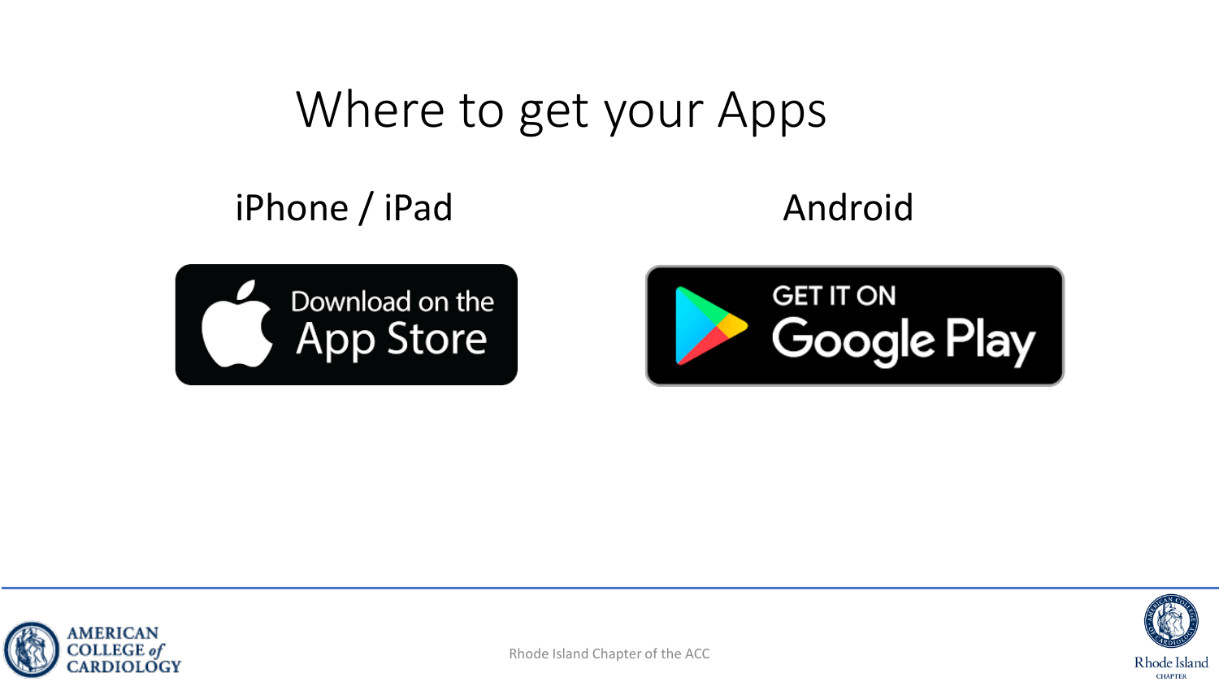# Where to get your Apps

## iPhone / iPad

Download on the App Store

## Android

GET IT ON Google Play